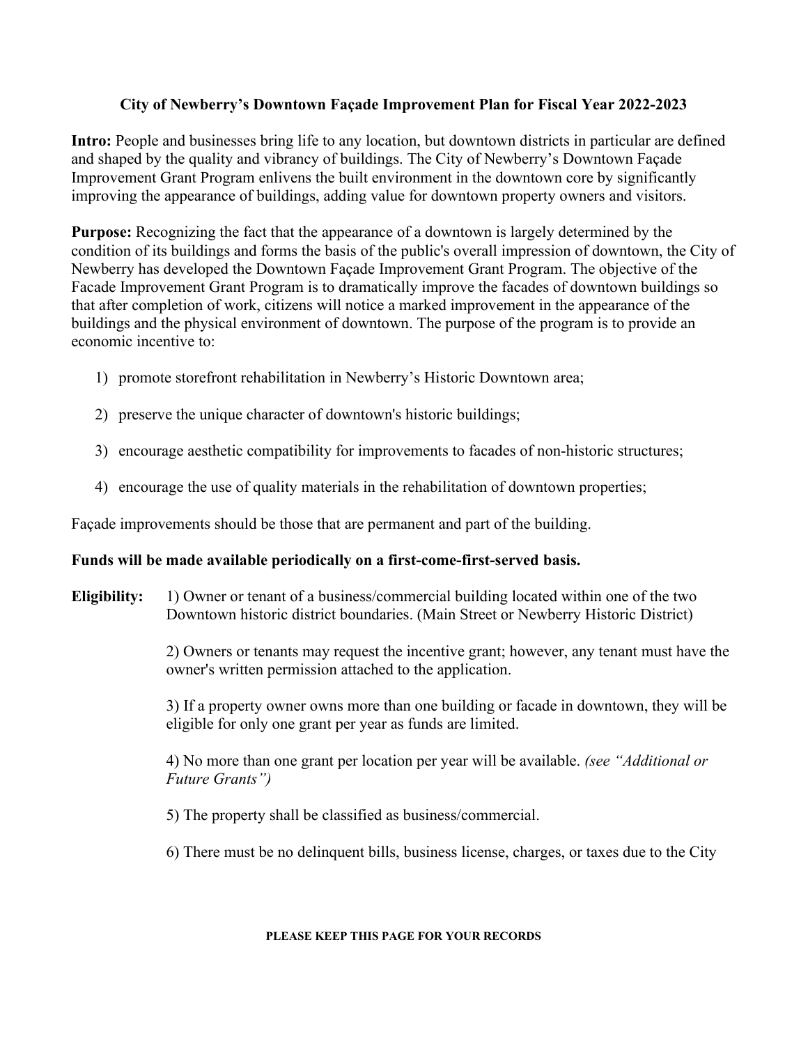# City of Newberry's Downtown Façade Improvement Plan for Fiscal Year 2022-2023

**Intro:** People and businesses bring life to any location, but downtown districts in particular are defined and shaped by the quality and vibrancy of buildings. The City of Newberry's Downtown Façade Improvement Grant Program enlivens the built environment in the downtown core by significantly improving the appearance of buildings, adding value for downtown property owners and visitors.

**Purpose:** Recognizing the fact that the appearance of a downtown is largely determined by the condition of its buildings and forms the basis of the public's overall impression of downtown, the City of Newberry has developed the Downtown Façade Improvement Grant Program. The objective of the Facade Improvement Grant Program is to dramatically improve the facades of downtown buildings so that after completion of work, citizens will notice a marked improvement in the appearance of the buildings and the physical environment of downtown. The purpose of the program is to provide an economic incentive to:

1) promote storefront rehabilitation in Newberry's Historic Downtown area;
2) preserve the unique character of downtown's historic buildings;
3) encourage aesthetic compatibility for improvements to facades of non-historic structures;
4) encourage the use of quality materials in the rehabilitation of downtown properties;

Façade improvements should be those that are permanent and part of the building.

**Funds will be made available periodically on a first-come-first-served basis.**

**Eligibility:**

1) Owner or tenant of a business/commercial building located within one of the two Downtown historic district boundaries. (Main Street or Newberry Historic District)

2) Owners or tenants may request the incentive grant; however, any tenant must have the owner's written permission attached to the application.

3) If a property owner owns more than one building or facade in downtown, they will be eligible for only one grant per year as funds are limited.

4) No more than one grant per location per year will be available. *(see "Additional or Future Grants")*

5) The property shall be classified as business/commercial.

6) There must be no delinquent bills, business license, charges, or taxes due to the City

**PLEASE KEEP THIS PAGE FOR YOUR RECORDS**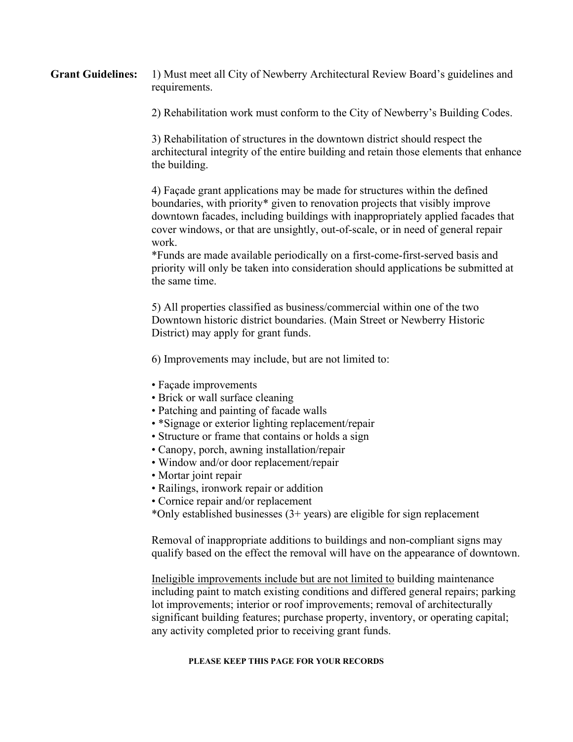**Grant Guidelines:**

1) Must meet all City of Newberry Architectural Review Board's guidelines and requirements.

2) Rehabilitation work must conform to the City of Newberry's Building Codes.

3) Rehabilitation of structures in the downtown district should respect the architectural integrity of the entire building and retain those elements that enhance the building.

4) Façade grant applications may be made for structures within the defined boundaries, with priority* given to renovation projects that visibly improve downtown facades, including buildings with inappropriately applied facades that cover windows, or that are unsightly, out-of-scale, or in need of general repair work.
*Funds are made available periodically on a first-come-first-served basis and priority will only be taken into consideration should applications be submitted at the same time.

5) All properties classified as business/commercial within one of the two Downtown historic district boundaries. (Main Street or Newberry Historic District) may apply for grant funds.

6) Improvements may include, but are not limited to:

- Façade improvements
- Brick or wall surface cleaning
- Patching and painting of facade walls
- *Signage or exterior lighting replacement/repair
- Structure or frame that contains or holds a sign
- Canopy, porch, awning installation/repair
- Window and/or door replacement/repair
- Mortar joint repair
- Railings, ironwork repair or addition
- Cornice repair and/or replacement

*Only established businesses (3+ years) are eligible for sign replacement

Removal of inappropriate additions to buildings and non-compliant signs may qualify based on the effect the removal will have on the appearance of downtown.

<u>Ineligible improvements include but are not limited to</u> building maintenance including paint to match existing conditions and differed general repairs; parking lot improvements; interior or roof improvements; removal of architecturally significant building features; purchase property, inventory, or operating capital; any activity completed prior to receiving grant funds.

**PLEASE KEEP THIS PAGE FOR YOUR RECORDS**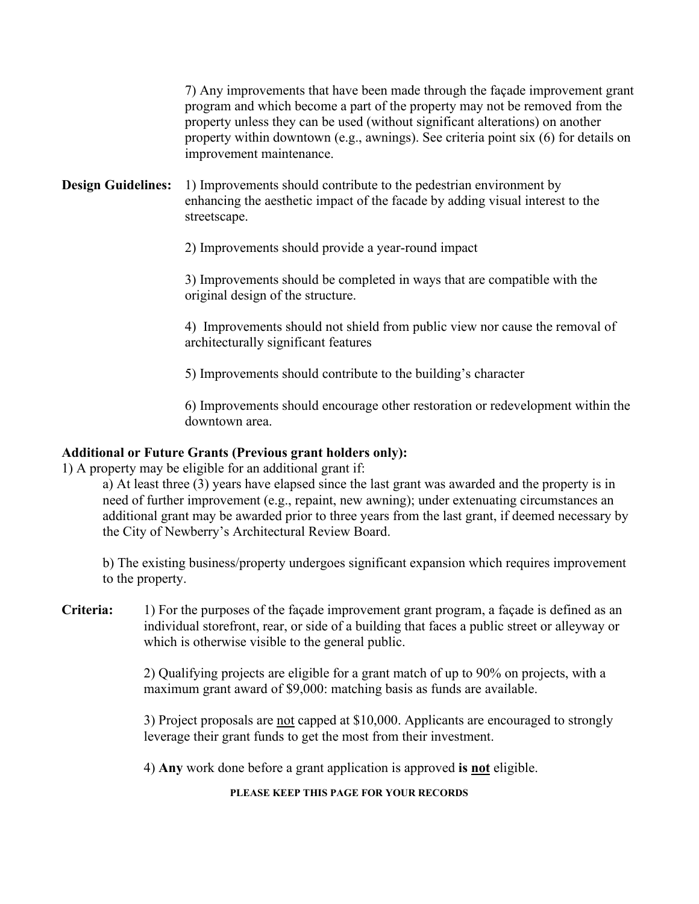7) Any improvements that have been made through the façade improvement grant program and which become a part of the property may not be removed from the property unless they can be used (without significant alterations) on another property within downtown (e.g., awnings). See criteria point six (6) for details on improvement maintenance.

**Design Guidelines:** 1) Improvements should contribute to the pedestrian environment by enhancing the aesthetic impact of the facade by adding visual interest to the streetscape.

2) Improvements should provide a year-round impact

3) Improvements should be completed in ways that are compatible with the original design of the structure.

4) Improvements should not shield from public view nor cause the removal of architecturally significant features

5) Improvements should contribute to the building's character

6) Improvements should encourage other restoration or redevelopment within the downtown area.

**Additional or Future Grants (Previous grant holders only):**

1) A property may be eligible for an additional grant if:

a) At least three (3) years have elapsed since the last grant was awarded and the property is in need of further improvement (e.g., repaint, new awning); under extenuating circumstances an additional grant may be awarded prior to three years from the last grant, if deemed necessary by the City of Newberry's Architectural Review Board.

b) The existing business/property undergoes significant expansion which requires improvement to the property.

**Criteria:** 1) For the purposes of the façade improvement grant program, a façade is defined as an individual storefront, rear, or side of a building that faces a public street or alleyway or which is otherwise visible to the general public.

2) Qualifying projects are eligible for a grant match of up to 90% on projects, with a maximum grant award of $9,000: matching basis as funds are available.

3) Project proposals are <u>not</u> capped at $10,000. Applicants are encouraged to strongly leverage their grant funds to get the most from their investment.

4) **Any** work done before a grant application is approved **is <u>not</u>** eligible.

**PLEASE KEEP THIS PAGE FOR YOUR RECORDS**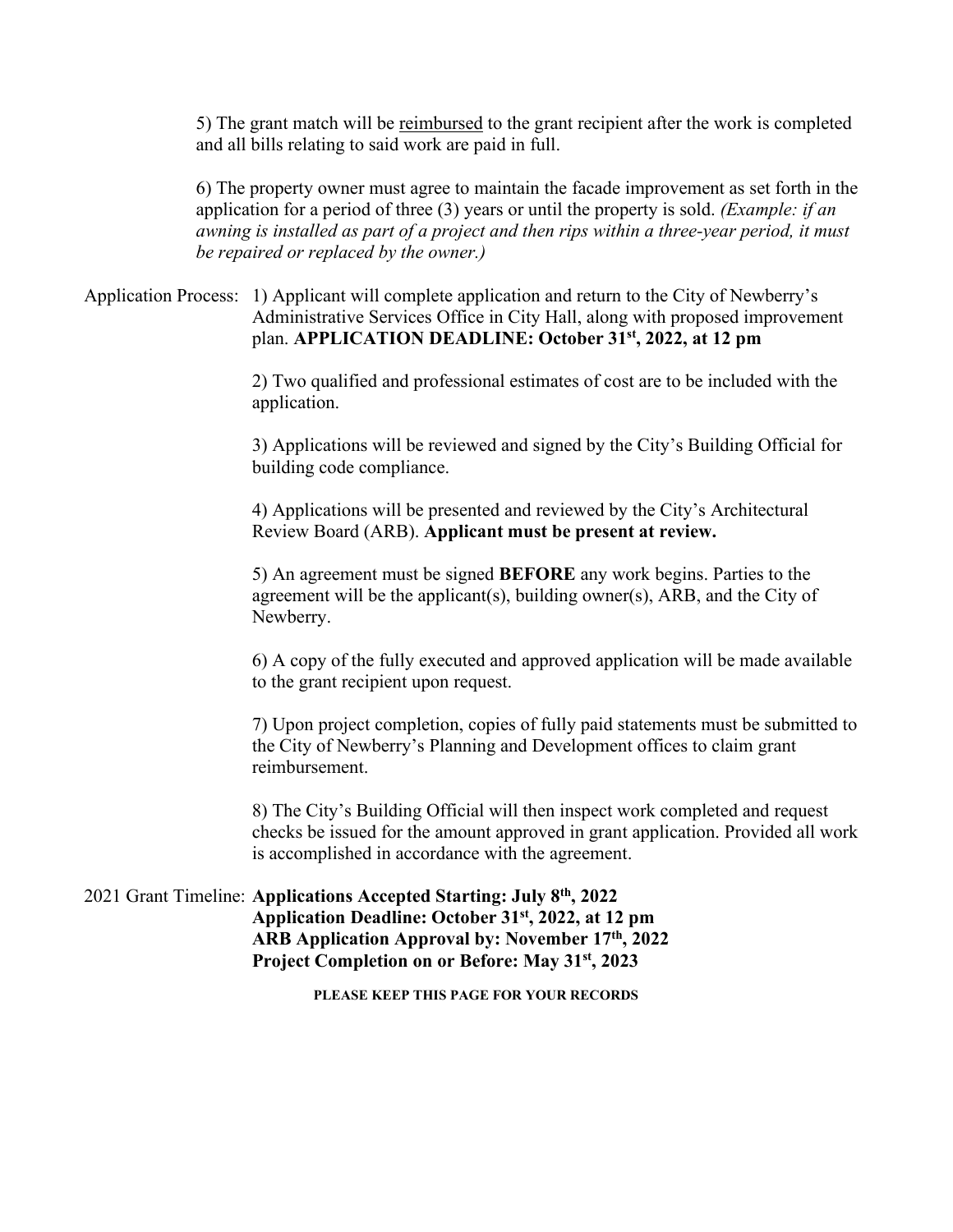5) The grant match will be <u>reimbursed</u> to the grant recipient after the work is completed and all bills relating to said work are paid in full.

6) The property owner must agree to maintain the facade improvement as set forth in the application for a period of three (3) years or until the property is sold. *(Example: if an awning is installed as part of a project and then rips within a three-year period, it must be repaired or replaced by the owner.)*

Application Process: 1) Applicant will complete application and return to the City of Newberry's Administrative Services Office in City Hall, along with proposed improvement plan. **APPLICATION DEADLINE: October 31st, 2022, at 12 pm**

2) Two qualified and professional estimates of cost are to be included with the application.

3) Applications will be reviewed and signed by the City's Building Official for building code compliance.

4) Applications will be presented and reviewed by the City's Architectural Review Board (ARB). **Applicant must be present at review.**

5) An agreement must be signed **BEFORE** any work begins. Parties to the agreement will be the applicant(s), building owner(s), ARB, and the City of Newberry.

6) A copy of the fully executed and approved application will be made available to the grant recipient upon request.

7) Upon project completion, copies of fully paid statements must be submitted to the City of Newberry's Planning and Development offices to claim grant reimbursement.

8) The City's Building Official will then inspect work completed and request checks be issued for the amount approved in grant application. Provided all work is accomplished in accordance with the agreement.

2021 Grant Timeline: **Applications Accepted Starting: July 8th, 2022**
**Application Deadline: October 31st, 2022, at 12 pm**
**ARB Application Approval by: November 17th, 2022**
**Project Completion on or Before: May 31st, 2023**

**PLEASE KEEP THIS PAGE FOR YOUR RECORDS**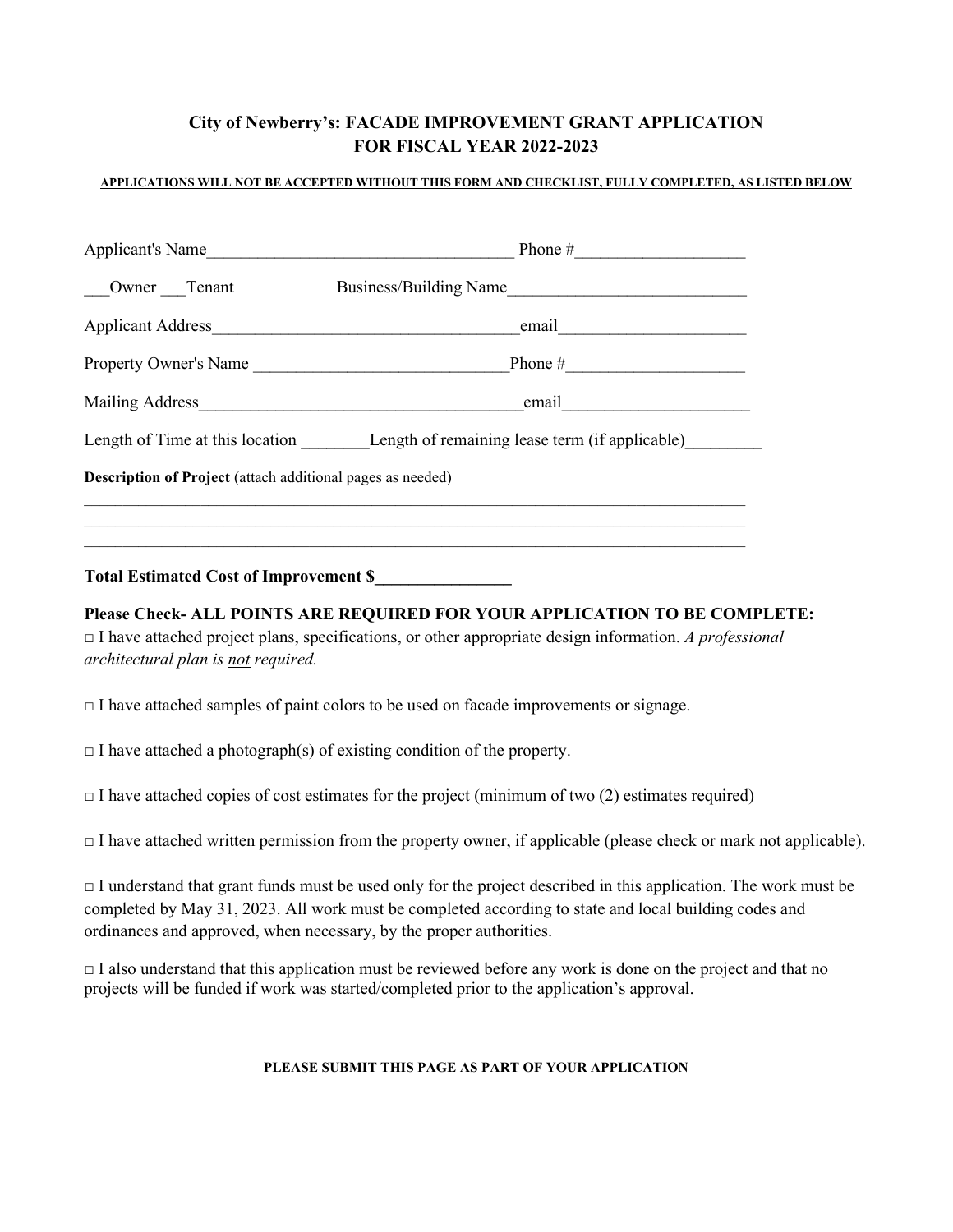# City of Newberry's: FACADE IMPROVEMENT GRANT APPLICATION FOR FISCAL YEAR 2022-2023

**APPLICATIONS WILL NOT BE ACCEPTED WITHOUT THIS FORM AND CHECKLIST, FULLY COMPLETED, AS LISTED BELOW**

Applicant's Name___________________________________ Phone #___________________

___Owner ___Tenant Business/Building Name___________________________

Applicant Address___________________________________email_____________________

Property Owner's Name _____________________________Phone #____________________

Mailing Address_____________________________________email_____________________

Length of Time at this location ________Length of remaining lease term (if applicable)_________

**Description of Project** (attach additional pages as needed)

_______________________________________________________________________________

_______________________________________________________________________________

_______________________________________________________________________________

**Total Estimated Cost of Improvement $_______________**

**Please Check- ALL POINTS ARE REQUIRED FOR YOUR APPLICATION TO BE COMPLETE:**

□ I have attached project plans, specifications, or other appropriate design information. *A professional architectural plan is not required.*

□ I have attached samples of paint colors to be used on facade improvements or signage.

□ I have attached a photograph(s) of existing condition of the property.

□ I have attached copies of cost estimates for the project (minimum of two (2) estimates required)

□ I have attached written permission from the property owner, if applicable (please check or mark not applicable).

□ I understand that grant funds must be used only for the project described in this application. The work must be completed by May 31, 2023. All work must be completed according to state and local building codes and ordinances and approved, when necessary, by the proper authorities.

□ I also understand that this application must be reviewed before any work is done on the project and that no projects will be funded if work was started/completed prior to the application's approval.

**PLEASE SUBMIT THIS PAGE AS PART OF YOUR APPLICATION**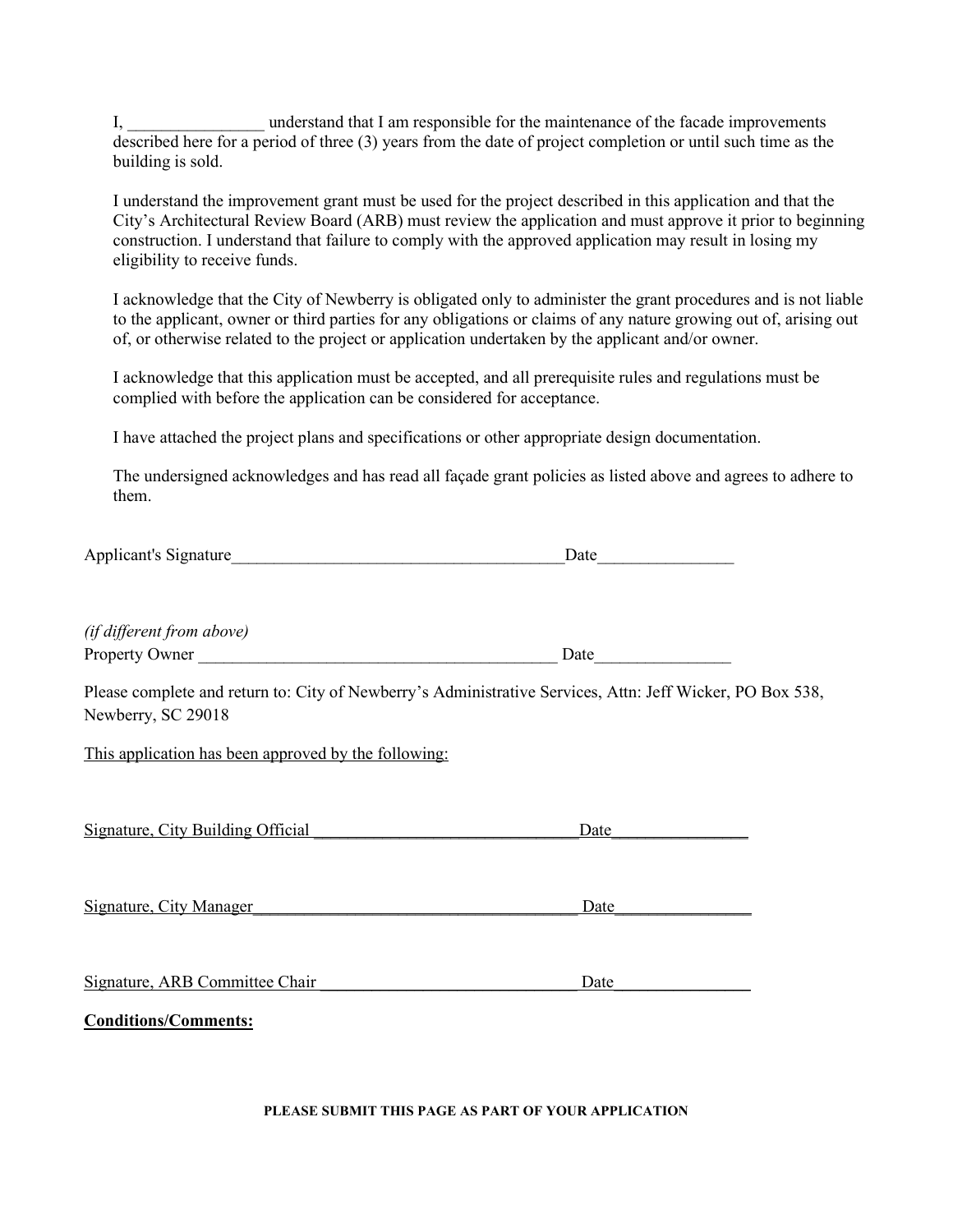I, ________________ understand that I am responsible for the maintenance of the facade improvements described here for a period of three (3) years from the date of project completion or until such time as the building is sold.

I understand the improvement grant must be used for the project described in this application and that the City's Architectural Review Board (ARB) must review the application and must approve it prior to beginning construction. I understand that failure to comply with the approved application may result in losing my eligibility to receive funds.

I acknowledge that the City of Newberry is obligated only to administer the grant procedures and is not liable to the applicant, owner or third parties for any obligations or claims of any nature growing out of, arising out of, or otherwise related to the project or application undertaken by the applicant and/or owner.

I acknowledge that this application must be accepted, and all prerequisite rules and regulations must be complied with before the application can be considered for acceptance.

I have attached the project plans and specifications or other appropriate design documentation.

The undersigned acknowledges and has read all façade grant policies as listed above and agrees to adhere to them.

Applicant's Signature_______________________________________Date________________

*(if different from above)*
Property Owner __________________________________________ Date________________

Please complete and return to: City of Newberry's Administrative Services, Attn: Jeff Wicker, PO Box 538, Newberry, SC 29018

<u>This application has been approved by the following:</u>

<u>Signature, City Building Official ________________________________Date________________</u>

<u>Signature, City Manager_______________________________________ Date________________</u>

<u>Signature, ARB Committee Chair _______________________________ Date________________</u>

**<u>Conditions/Comments:</u>**

**PLEASE SUBMIT THIS PAGE AS PART OF YOUR APPLICATION**